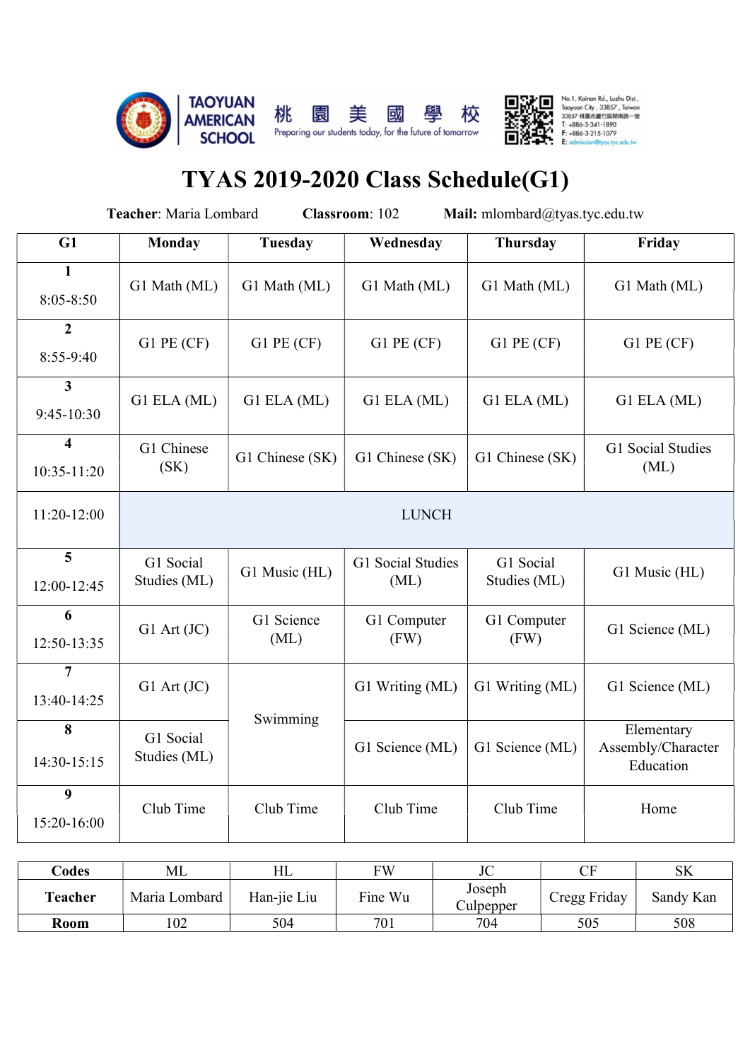TAOYUAN AMERICAN SCHOOL 桃園美國學校

Preparing our students today, for the future of tomorrow

No.1, Kainan Rd., Luzhu Dist., Taoyuan City, 33857, Taiwan
33857 桃園市蘆竹區開南路一號
T: +886-3-341-1890
F: +886-3-215-1079
E: admission@tyas.tyc.edu.tw

# TYAS 2019-2020 Class Schedule(G1)

**Teacher**: Maria Lombard **Classroom**: 102 **Mail:** mlombard@tyas.tyc.edu.tw

| G1 | Monday | Tuesday | Wednesday | Thursday | Friday |
|---|---|---|---|---|---|
| 1<br>8:05-8:50 | G1 Math (ML) | G1 Math (ML) | G1 Math (ML) | G1 Math (ML) | G1 Math (ML) |
| 2<br>8:55-9:40 | G1 PE (CF) | G1 PE (CF) | G1 PE (CF) | G1 PE (CF) | G1 PE (CF) |
| 3<br>9:45-10:30 | G1 ELA (ML) | G1 ELA (ML) | G1 ELA (ML) | G1 ELA (ML) | G1 ELA (ML) |
| 4<br>10:35-11:20 | G1 Chinese (SK) | G1 Chinese (SK) | G1 Chinese (SK) | G1 Chinese (SK) | G1 Social Studies (ML) |
| 11:20-12:00 | LUNCH | | | | |
| 5<br>12:00-12:45 | G1 Social Studies (ML) | G1 Music (HL) | G1 Social Studies (ML) | G1 Social Studies (ML) | G1 Music (HL) |
| 6<br>12:50-13:35 | G1 Art (JC) | G1 Science (ML) | G1 Computer (FW) | G1 Computer (FW) | G1 Science (ML) |
| 7<br>13:40-14:25 | G1 Art (JC) | Swimming | G1 Writing (ML) | G1 Writing (ML) | G1 Science (ML) |
| 8<br>14:30-15:15 | G1 Social Studies (ML) | | G1 Science (ML) | G1 Science (ML) | Elementary Assembly/Character Education |
| 9<br>15:20-16:00 | Club Time | Club Time | Club Time | Club Time | Home |

| Codes | ML | HL | FW | JC | CF | SK |
|---|---|---|---|---|---|---|
| **Teacher** | Maria Lombard | Han-jie Liu | Fine Wu | Joseph Culpepper | Cregg Friday | Sandy Kan |
| **Room** | 102 | 504 | 701 | 704 | 505 | 508 |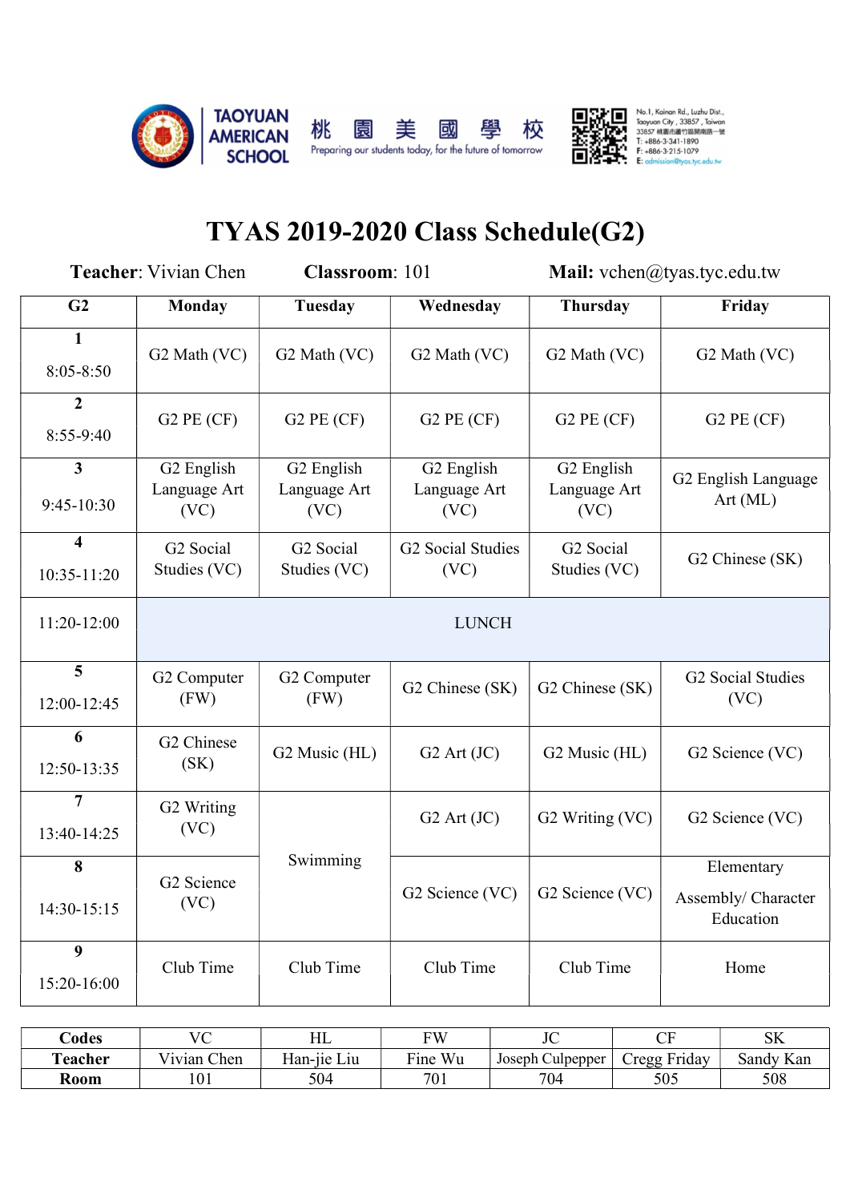TAOYUAN AMERICAN SCHOOL 桃 園 美 國 學 校 Preparing our students today, for the future of tomorrow

No.1, Kainan Rd., Luzhu Dist., Taoyuan City, 33857, Taiwan
33857 桃園市蘆竹區開南路一號
T: +886-3-341-1890
F: +886-3-215-1079
E: admission@tyas.tyc.edu.tw

# TYAS 2019-2020 Class Schedule(G2)

**Teacher**: Vivian Chen **Classroom**: 101 **Mail:** vchen@tyas.tyc.edu.tw

| G2 | Monday | Tuesday | Wednesday | Thursday | Friday |
|---|---|---|---|---|---|
| 1<br>8:05-8:50 | G2 Math (VC) | G2 Math (VC) | G2 Math (VC) | G2 Math (VC) | G2 Math (VC) |
| 2<br>8:55-9:40 | G2 PE (CF) | G2 PE (CF) | G2 PE (CF) | G2 PE (CF) | G2 PE (CF) |
| 3<br>9:45-10:30 | G2 English Language Art (VC) | G2 English Language Art (VC) | G2 English Language Art (VC) | G2 English Language Art (VC) | G2 English Language Art (ML) |
| 4<br>10:35-11:20 | G2 Social Studies (VC) | G2 Social Studies (VC) | G2 Social Studies (VC) | G2 Social Studies (VC) | G2 Chinese (SK) |
| 11:20-12:00 | LUNCH | | | | |
| 5<br>12:00-12:45 | G2 Computer (FW) | G2 Computer (FW) | G2 Chinese (SK) | G2 Chinese (SK) | G2 Social Studies (VC) |
| 6<br>12:50-13:35 | G2 Chinese (SK) | G2 Music (HL) | G2 Art (JC) | G2 Music (HL) | G2 Science (VC) |
| 7<br>13:40-14:25 | G2 Writing (VC) | Swimming | G2 Art (JC) | G2 Writing (VC) | G2 Science (VC) |
| 8<br>14:30-15:15 | G2 Science (VC) | Swimming | G2 Science (VC) | G2 Science (VC) | Elementary Assembly/ Character Education |
| 9<br>15:20-16:00 | Club Time | Club Time | Club Time | Club Time | Home |

| Codes | VC | HL | FW | JC | CF | SK |
|---|---|---|---|---|---|---|
| Teacher | Vivian Chen | Han-jie Liu | Fine Wu | Joseph Culpepper | Cregg Friday | Sandy Kan |
| Room | 101 | 504 | 701 | 704 | 505 | 508 |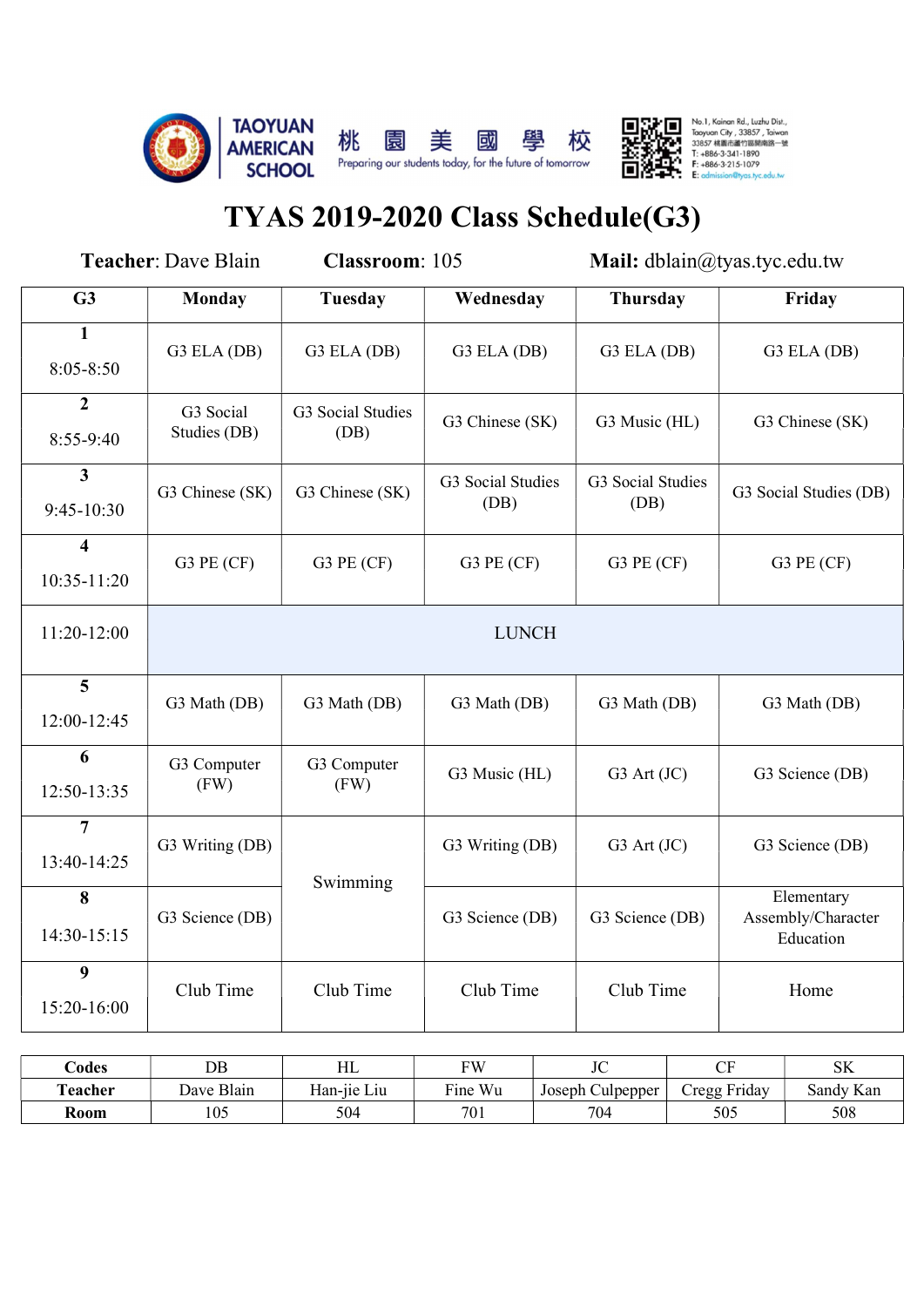TAOYUAN AMERICAN SCHOOL 桃園美國學校

Preparing our students today, for the future of tomorrow

No.1, Kainan Rd., Luzhu Dist., Taoyuan City, 33857, Taiwan
33857 桃園市蘆竹區開南路一號
T: +886-3-341-1890
F: +886-3-215-1079
E: admission@tyas.tyc.edu.tw

# TYAS 2019-2020 Class Schedule(G3)

**Teacher**: Dave Blain **Classroom**: 105 **Mail:** dblain@tyas.tyc.edu.tw

| G3 | Monday | Tuesday | Wednesday | Thursday | Friday |
|---|---|---|---|---|---|
| 1 8:05-8:50 | G3 ELA (DB) | G3 ELA (DB) | G3 ELA (DB) | G3 ELA (DB) | G3 ELA (DB) |
| 2 8:55-9:40 | G3 Social Studies (DB) | G3 Social Studies (DB) | G3 Chinese (SK) | G3 Music (HL) | G3 Chinese (SK) |
| 3 9:45-10:30 | G3 Chinese (SK) | G3 Chinese (SK) | G3 Social Studies (DB) | G3 Social Studies (DB) | G3 Social Studies (DB) |
| 4 10:35-11:20 | G3 PE (CF) | G3 PE (CF) | G3 PE (CF) | G3 PE (CF) | G3 PE (CF) |
| 11:20-12:00 | LUNCH | | | | |
| 5 12:00-12:45 | G3 Math (DB) | G3 Math (DB) | G3 Math (DB) | G3 Math (DB) | G3 Math (DB) |
| 6 12:50-13:35 | G3 Computer (FW) | G3 Computer (FW) | G3 Music (HL) | G3 Art (JC) | G3 Science (DB) |
| 7 13:40-14:25 | G3 Writing (DB) | Swimming | G3 Writing (DB) | G3 Art (JC) | G3 Science (DB) |
| 8 14:30-15:15 | G3 Science (DB) | | G3 Science (DB) | G3 Science (DB) | Elementary Assembly/Character Education |
| 9 15:20-16:00 | Club Time | Club Time | Club Time | Club Time | Home |

| Codes | DB | HL | FW | JC | CF | SK |
|---|---|---|---|---|---|---|
| Teacher | Dave Blain | Han-jie Liu | Fine Wu | Joseph Culpepper | Cregg Friday | Sandy Kan |
| Room | 105 | 504 | 701 | 704 | 505 | 508 |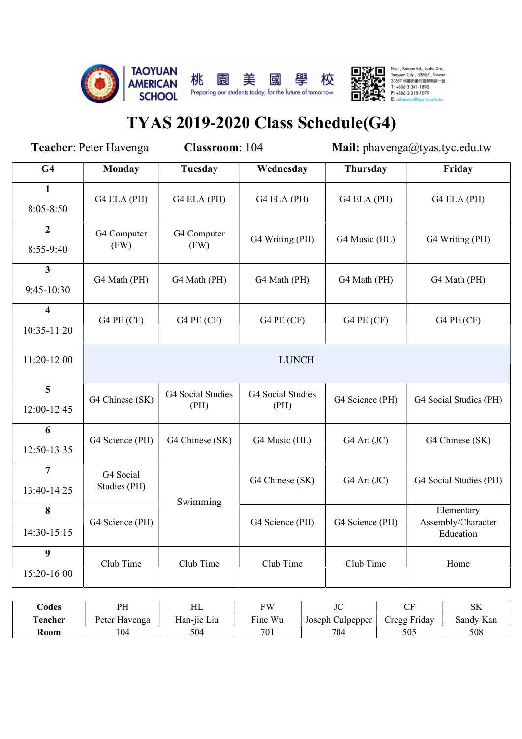TAOYUAN AMERICAN SCHOOL 桃園美國學校 Preparing our students today, for the future of tomorrow

No.1, Kainan Rd., Luzhu Dist., Taoyuan City, 33857, Taiwan
33857 桃園市蘆竹區開南路一號
T: +886-3-341-1890
F: +886-3-215-1079
E: admission@tyas.tyc.edu.tw

# TYAS 2019-2020 Class Schedule(G4)

**Teacher**: Peter Havenga **Classroom**: 104 **Mail:** phavenga@tyas.tyc.edu.tw

| G4 | Monday | Tuesday | Wednesday | Thursday | Friday |
|---|---|---|---|---|---|
| **1** 8:05-8:50 | G4 ELA (PH) | G4 ELA (PH) | G4 ELA (PH) | G4 ELA (PH) | G4 ELA (PH) |
| **2** 8:55-9:40 | G4 Computer (FW) | G4 Computer (FW) | G4 Writing (PH) | G4 Music (HL) | G4 Writing (PH) |
| **3** 9:45-10:30 | G4 Math (PH) | G4 Math (PH) | G4 Math (PH) | G4 Math (PH) | G4 Math (PH) |
| **4** 10:35-11:20 | G4 PE (CF) | G4 PE (CF) | G4 PE (CF) | G4 PE (CF) | G4 PE (CF) |
| 11:20-12:00 | LUNCH | | | | |
| **5** 12:00-12:45 | G4 Chinese (SK) | G4 Social Studies (PH) | G4 Social Studies (PH) | G4 Science (PH) | G4 Social Studies (PH) |
| **6** 12:50-13:35 | G4 Science (PH) | G4 Chinese (SK) | G4 Music (HL) | G4 Art (JC) | G4 Chinese (SK) |
| **7** 13:40-14:25 | G4 Social Studies (PH) | Swimming | G4 Chinese (SK) | G4 Art (JC) | G4 Social Studies (PH) |
| **8** 14:30-15:15 | G4 Science (PH) | | G4 Science (PH) | G4 Science (PH) | Elementary Assembly/Character Education |
| **9** 15:20-16:00 | Club Time | Club Time | Club Time | Club Time | Home |

| **Codes** | PH | HL | FW | JC | CF | SK |
|---|---|---|---|---|---|---|
| **Teacher** | Peter Havenga | Han-jie Liu | Fine Wu | Joseph Culpepper | Cregg Friday | Sandy Kan |
| **Room** | 104 | 504 | 701 | 704 | 505 | 508 |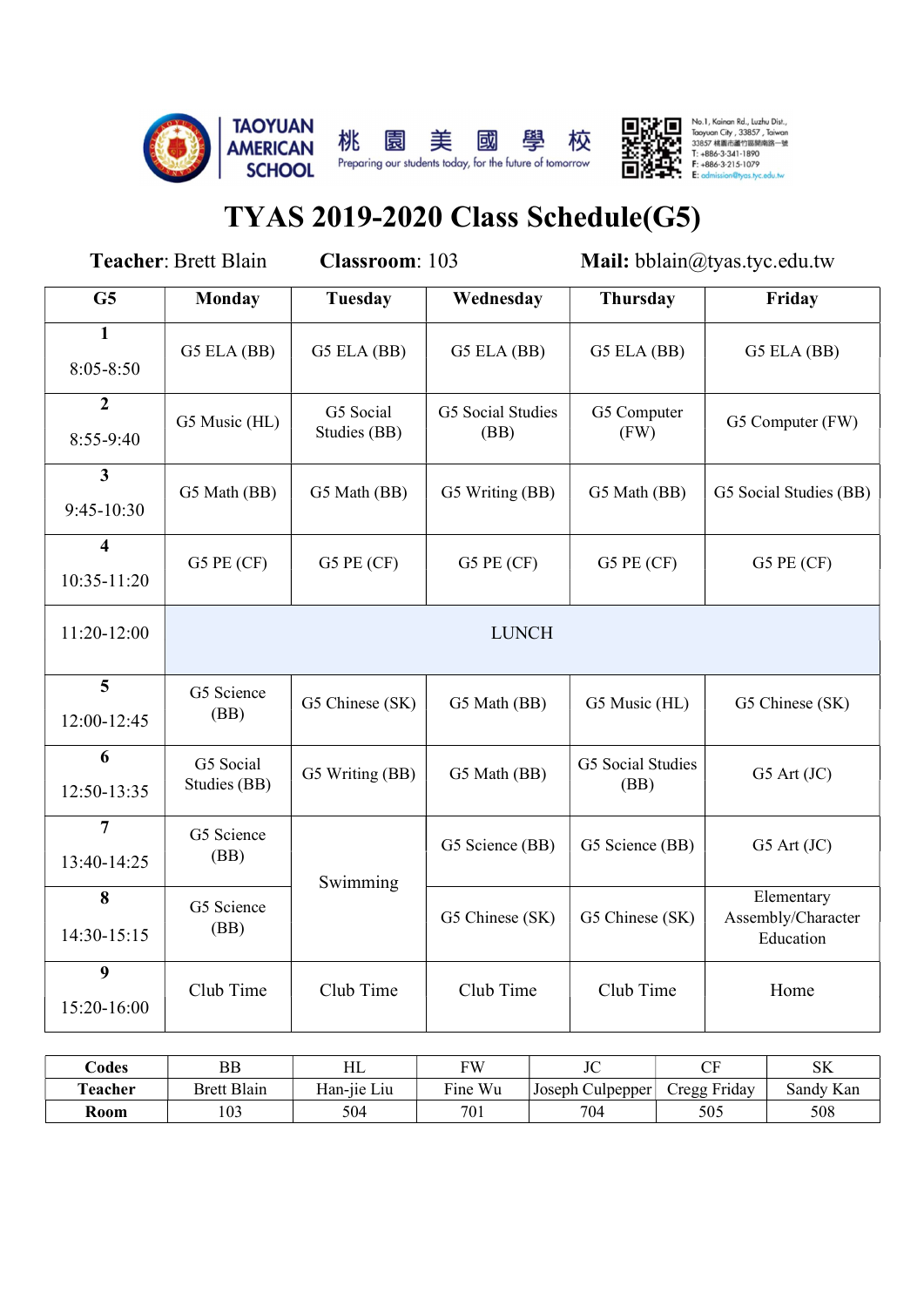TAOYUAN AMERICAN SCHOOL 桃 園 美 國 學 校
Preparing our students today, for the future of tomorrow

No.1, Kainan Rd., Luzhu Dist., Taoyuan City, 33857, Taiwan
33857 桃園市蘆竹區開南路一號
T: +886-3-341-1890
F: +886-3-215-1079
E: admission@tyas.tyc.edu.tw

# TYAS 2019-2020 Class Schedule(G5)

**Teacher**: Brett Blain **Classroom**: 103 **Mail:** bblain@tyas.tyc.edu.tw

| G5 | Monday | Tuesday | Wednesday | Thursday | Friday |
|---|---|---|---|---|---|
| 1<br>8:05-8:50 | G5 ELA (BB) | G5 ELA (BB) | G5 ELA (BB) | G5 ELA (BB) | G5 ELA (BB) |
| 2<br>8:55-9:40 | G5 Music (HL) | G5 Social Studies (BB) | G5 Social Studies (BB) | G5 Computer (FW) | G5 Computer (FW) |
| 3<br>9:45-10:30 | G5 Math (BB) | G5 Math (BB) | G5 Writing (BB) | G5 Math (BB) | G5 Social Studies (BB) |
| 4<br>10:35-11:20 | G5 PE (CF) | G5 PE (CF) | G5 PE (CF) | G5 PE (CF) | G5 PE (CF) |
| 11:20-12:00 | LUNCH | | | | |
| 5<br>12:00-12:45 | G5 Science (BB) | G5 Chinese (SK) | G5 Math (BB) | G5 Music (HL) | G5 Chinese (SK) |
| 6<br>12:50-13:35 | G5 Social Studies (BB) | G5 Writing (BB) | G5 Math (BB) | G5 Social Studies (BB) | G5 Art (JC) |
| 7<br>13:40-14:25 | G5 Science (BB) | Swimming | G5 Science (BB) | G5 Science (BB) | G5 Art (JC) |
| 8<br>14:30-15:15 | G5 Science (BB) | | G5 Chinese (SK) | G5 Chinese (SK) | Elementary Assembly/Character Education |
| 9<br>15:20-16:00 | Club Time | Club Time | Club Time | Club Time | Home |

| Codes | BB | HL | FW | JC | CF | SK |
|---|---|---|---|---|---|---|
| Teacher | Brett Blain | Han-jie Liu | Fine Wu | Joseph Culpepper | Cregg Friday | Sandy Kan |
| Room | 103 | 504 | 701 | 704 | 505 | 508 |